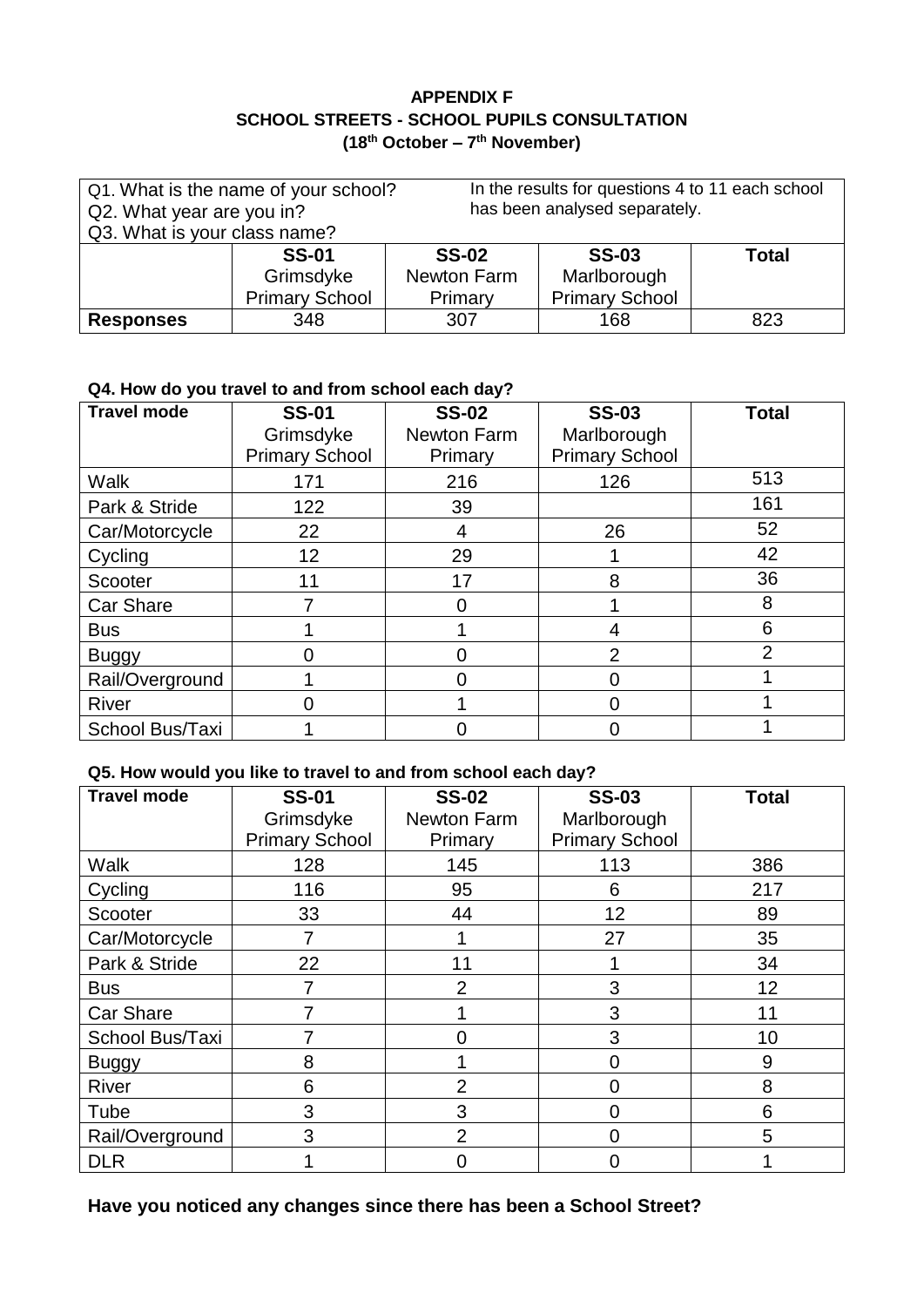# APPENDIX F
## SCHOOL STREETS - SCHOOL PUPILS CONSULTATION
**(18th October – 7th November)**

Q1. What is the name of your school?
Q2. What year are you in?
Q3. What is your class name?

In the results for questions 4 to 11 each school has been analysed separately.

| | SS-01 Grimsdyke Primary School | SS-02 Newton Farm Primary | SS-03 Marlborough Primary School | Total |
|---|---|---|---|---|
| **Responses** | 348 | 307 | 168 | 823 |

### Q4. How do you travel to and from school each day?

| Travel mode | SS-01 Grimsdyke Primary School | SS-02 Newton Farm Primary | SS-03 Marlborough Primary School | Total |
|---|---|---|---|---|
| Walk | 171 | 216 | 126 | 513 |
| Park & Stride | 122 | 39 | | 161 |
| Car/Motorcycle | 22 | 4 | 26 | 52 |
| Cycling | 12 | 29 | 1 | 42 |
| Scooter | 11 | 17 | 8 | 36 |
| Car Share | 7 | 0 | 1 | 8 |
| Bus | 1 | 1 | 4 | 6 |
| Buggy | 0 | 0 | 2 | 2 |
| Rail/Overground | 1 | 0 | 0 | 1 |
| River | 0 | 1 | 0 | 1 |
| School Bus/Taxi | 1 | 0 | 0 | 1 |

### Q5. How would you like to travel to and from school each day?

| Travel mode | SS-01 Grimsdyke Primary School | SS-02 Newton Farm Primary | SS-03 Marlborough Primary School | Total |
|---|---|---|---|---|
| Walk | 128 | 145 | 113 | 386 |
| Cycling | 116 | 95 | 6 | 217 |
| Scooter | 33 | 44 | 12 | 89 |
| Car/Motorcycle | 7 | 1 | 27 | 35 |
| Park & Stride | 22 | 11 | 1 | 34 |
| Bus | 7 | 2 | 3 | 12 |
| Car Share | 7 | 1 | 3 | 11 |
| School Bus/Taxi | 7 | 0 | 3 | 10 |
| Buggy | 8 | 1 | 0 | 9 |
| River | 6 | 2 | 0 | 8 |
| Tube | 3 | 3 | 0 | 6 |
| Rail/Overground | 3 | 2 | 0 | 5 |
| DLR | 1 | 0 | 0 | 1 |

**Have you noticed any changes since there has been a School Street?**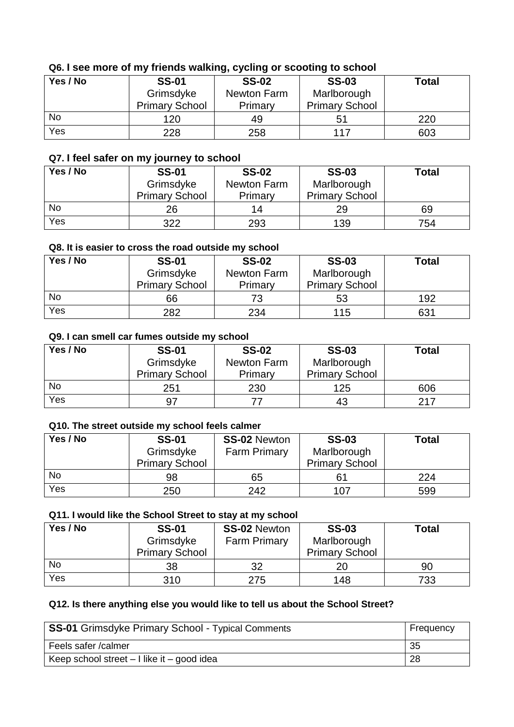### Q6. I see more of my friends walking, cycling or scooting to school

| Yes / No | **SS-01** Grimsdyke Primary School | **SS-02** Newton Farm Primary | **SS-03** Marlborough Primary School | **Total** |
|---|---|---|---|---|
| No | 120 | 49 | 51 | 220 |
| Yes | 228 | 258 | 117 | 603 |

### Q7. I feel safer on my journey to school

| Yes / No | **SS-01** Grimsdyke Primary School | **SS-02** Newton Farm Primary | **SS-03** Marlborough Primary School | **Total** |
|---|---|---|---|---|
| No | 26 | 14 | 29 | 69 |
| Yes | 322 | 293 | 139 | 754 |

### Q8. It is easier to cross the road outside my school

| Yes / No | **SS-01** Grimsdyke Primary School | **SS-02** Newton Farm Primary | **SS-03** Marlborough Primary School | **Total** |
|---|---|---|---|---|
| No | 66 | 73 | 53 | 192 |
| Yes | 282 | 234 | 115 | 631 |

### Q9. I can smell car fumes outside my school

| Yes / No | **SS-01** Grimsdyke Primary School | **SS-02** Newton Farm Primary | **SS-03** Marlborough Primary School | **Total** |
|---|---|---|---|---|
| No | 251 | 230 | 125 | 606 |
| Yes | 97 | 77 | 43 | 217 |

### Q10. The street outside my school feels calmer

| Yes / No | **SS-01** Grimsdyke Primary School | **SS-02** Newton Farm Primary | **SS-03** Marlborough Primary School | **Total** |
|---|---|---|---|---|
| No | 98 | 65 | 61 | 224 |
| Yes | 250 | 242 | 107 | 599 |

### Q11. I would like the School Street to stay at my school

| Yes / No | **SS-01** Grimsdyke Primary School | **SS-02** Newton Farm Primary | **SS-03** Marlborough Primary School | **Total** |
|---|---|---|---|---|
| No | 38 | 32 | 20 | 90 |
| Yes | 310 | 275 | 148 | 733 |

### Q12. Is there anything else you would like to tell us about the School Street?

| **SS-01** Grimsdyke Primary School - Typical Comments | Frequency |
|---|---|
| Feels safer /calmer | 35 |
| Keep school street – I like it – good idea | 28 |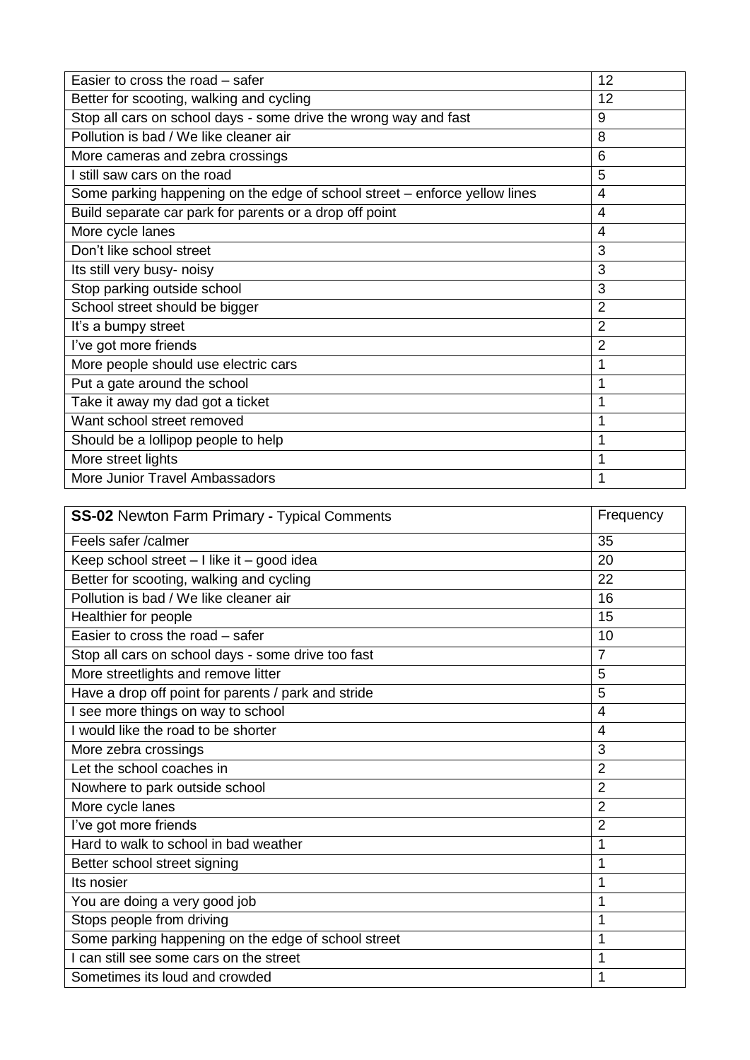| | |
|---|---|
| Easier to cross the road – safer | 12 |
| Better for scooting, walking and cycling | 12 |
| Stop all cars on school days - some drive the wrong way and fast | 9 |
| Pollution is bad / We like cleaner air | 8 |
| More cameras and zebra crossings | 6 |
| I still saw cars on the road | 5 |
| Some parking happening on the edge of school street – enforce yellow lines | 4 |
| Build separate car park for parents or a drop off point | 4 |
| More cycle lanes | 4 |
| Don't like school street | 3 |
| Its still very busy- noisy | 3 |
| Stop parking outside school | 3 |
| School street should be bigger | 2 |
| It's a bumpy street | 2 |
| I've got more friends | 2 |
| More people should use electric cars | 1 |
| Put a gate around the school | 1 |
| Take it away my dad got a ticket | 1 |
| Want school street removed | 1 |
| Should be a lollipop people to help | 1 |
| More street lights | 1 |
| More Junior Travel Ambassadors | 1 |

| **SS-02** Newton Farm Primary **-** Typical Comments | Frequency |
|---|---|
| Feels safer /calmer | 35 |
| Keep school street – I like it – good idea | 20 |
| Better for scooting, walking and cycling | 22 |
| Pollution is bad / We like cleaner air | 16 |
| Healthier for people | 15 |
| Easier to cross the road – safer | 10 |
| Stop all cars on school days - some drive too fast | 7 |
| More streetlights and remove litter | 5 |
| Have a drop off point for parents / park and stride | 5 |
| I see more things on way to school | 4 |
| I would like the road to be shorter | 4 |
| More zebra crossings | 3 |
| Let the school coaches in | 2 |
| Nowhere to park outside school | 2 |
| More cycle lanes | 2 |
| I've got more friends | 2 |
| Hard to walk to school in bad weather | 1 |
| Better school street signing | 1 |
| Its nosier | 1 |
| You are doing a very good job | 1 |
| Stops people from driving | 1 |
| Some parking happening on the edge of school street | 1 |
| I can still see some cars on the street | 1 |
| Sometimes its loud and crowded | 1 |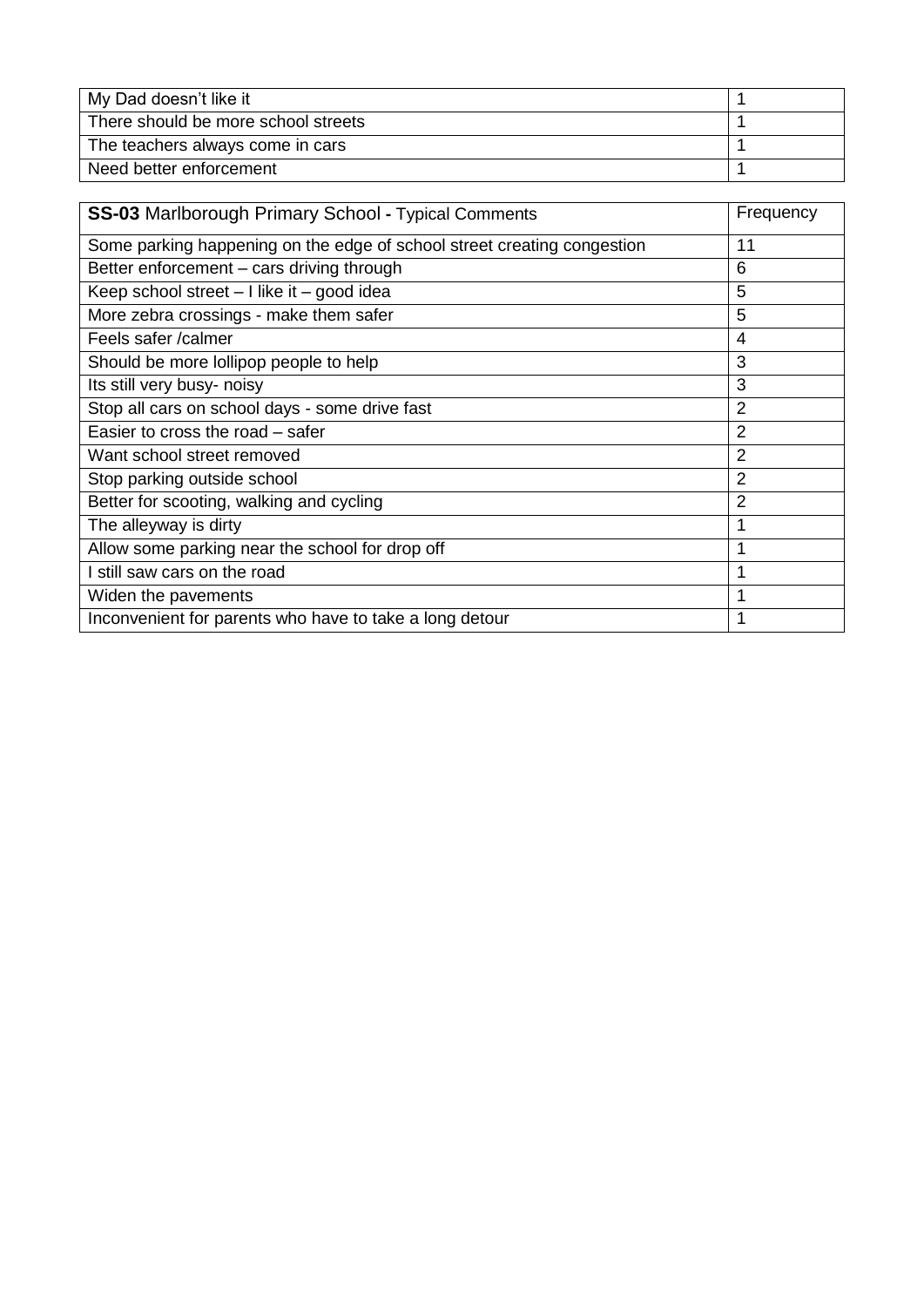| | |
|---|---|
| My Dad doesn't like it | 1 |
| There should be more school streets | 1 |
| The teachers always come in cars | 1 |
| Need better enforcement | 1 |

| **SS-03** Marlborough Primary School - Typical Comments | Frequency |
|---|---|
| Some parking happening on the edge of school street creating congestion | 11 |
| Better enforcement – cars driving through | 6 |
| Keep school street – I like it – good idea | 5 |
| More zebra crossings - make them safer | 5 |
| Feels safer /calmer | 4 |
| Should be more lollipop people to help | 3 |
| Its still very busy- noisy | 3 |
| Stop all cars on school days - some drive fast | 2 |
| Easier to cross the road – safer | 2 |
| Want school street removed | 2 |
| Stop parking outside school | 2 |
| Better for scooting, walking and cycling | 2 |
| The alleyway is dirty | 1 |
| Allow some parking near the school for drop off | 1 |
| I still saw cars on the road | 1 |
| Widen the pavements | 1 |
| Inconvenient for parents who have to take a long detour | 1 |